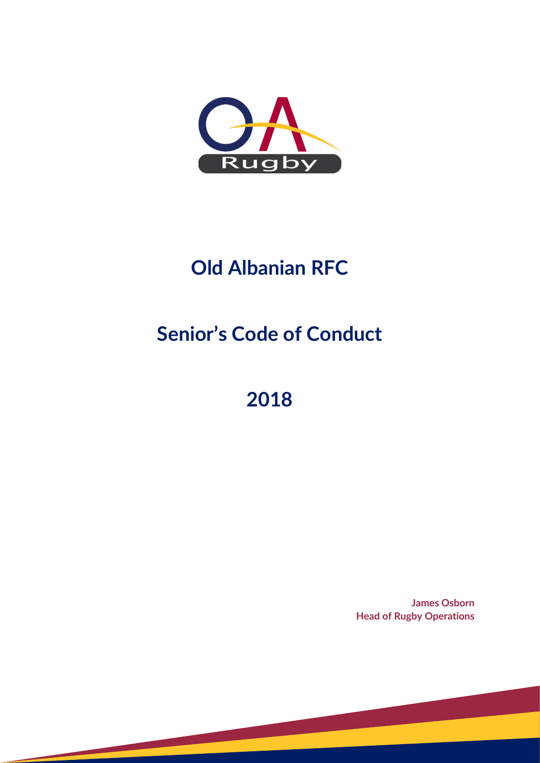# Old Albanian RFC

# Senior's Code of Conduct

# 2018

**James Osborn**
**Head of Rugby Operations**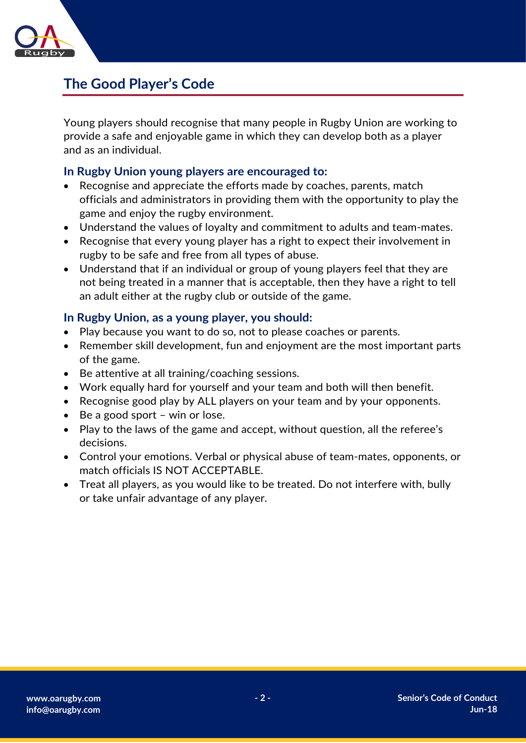## The Good Player's Code

Young players should recognise that many people in Rugby Union are working to provide a safe and enjoyable game in which they can develop both as a player and as an individual.

### In Rugby Union young players are encouraged to:

- Recognise and appreciate the efforts made by coaches, parents, match officials and administrators in providing them with the opportunity to play the game and enjoy the rugby environment.
- Understand the values of loyalty and commitment to adults and team-mates.
- Recognise that every young player has a right to expect their involvement in rugby to be safe and free from all types of abuse.
- Understand that if an individual or group of young players feel that they are not being treated in a manner that is acceptable, then they have a right to tell an adult either at the rugby club or outside of the game.

### In Rugby Union, as a young player, you should:

- Play because you want to do so, not to please coaches or parents.
- Remember skill development, fun and enjoyment are the most important parts of the game.
- Be attentive at all training/coaching sessions.
- Work equally hard for yourself and your team and both will then benefit.
- Recognise good play by ALL players on your team and by your opponents.
- Be a good sport – win or lose.
- Play to the laws of the game and accept, without question, all the referee's decisions.
- Control your emotions. Verbal or physical abuse of team-mates, opponents, or match officials IS NOT ACCEPTABLE.
- Treat all players, as you would like to be treated. Do not interfere with, bully or take unfair advantage of any player.